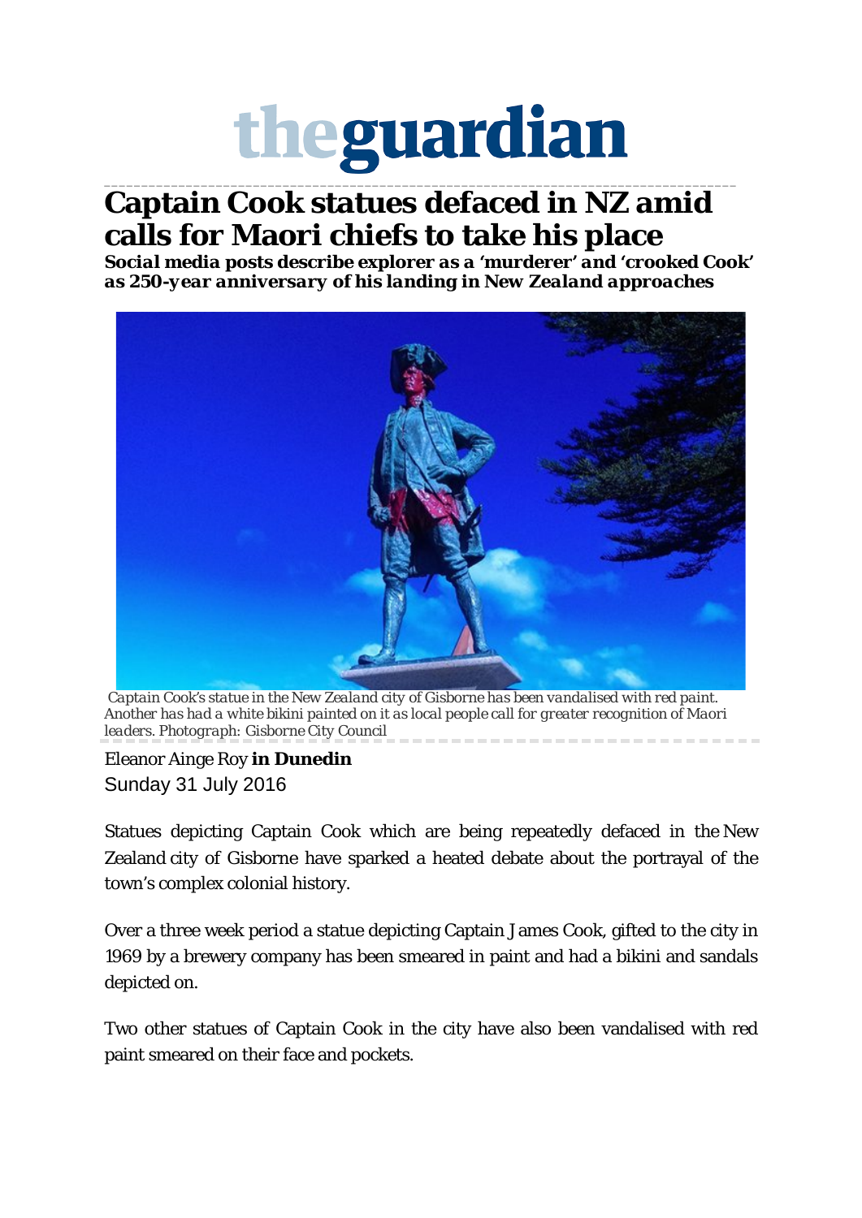# theguardian

# Captain Cook statues defaced in NZ amid calls for Maori chiefs to take his place

***Social media posts describe explorer as a 'murderer' and 'crooked Cook' as 250-year anniversary of his landing in New Zealand approaches***

*Captain Cook's statue in the New Zealand city of Gisborne has been vandalised with red paint. Another has had a white bikini painted on it as local people call for greater recognition of Maori leaders. Photograph: Gisborne City Council*

Eleanor Ainge Roy **in Dunedin**
Sunday 31 July 2016

Statues depicting Captain Cook which are being repeatedly defaced in the New Zealand city of Gisborne have sparked a heated debate about the portrayal of the town's complex colonial history.

Over a three week period a statue depicting Captain James Cook, gifted to the city in 1969 by a brewery company has been smeared in paint and had a bikini and sandals depicted on.

Two other statues of Captain Cook in the city have also been vandalised with red paint smeared on their face and pockets.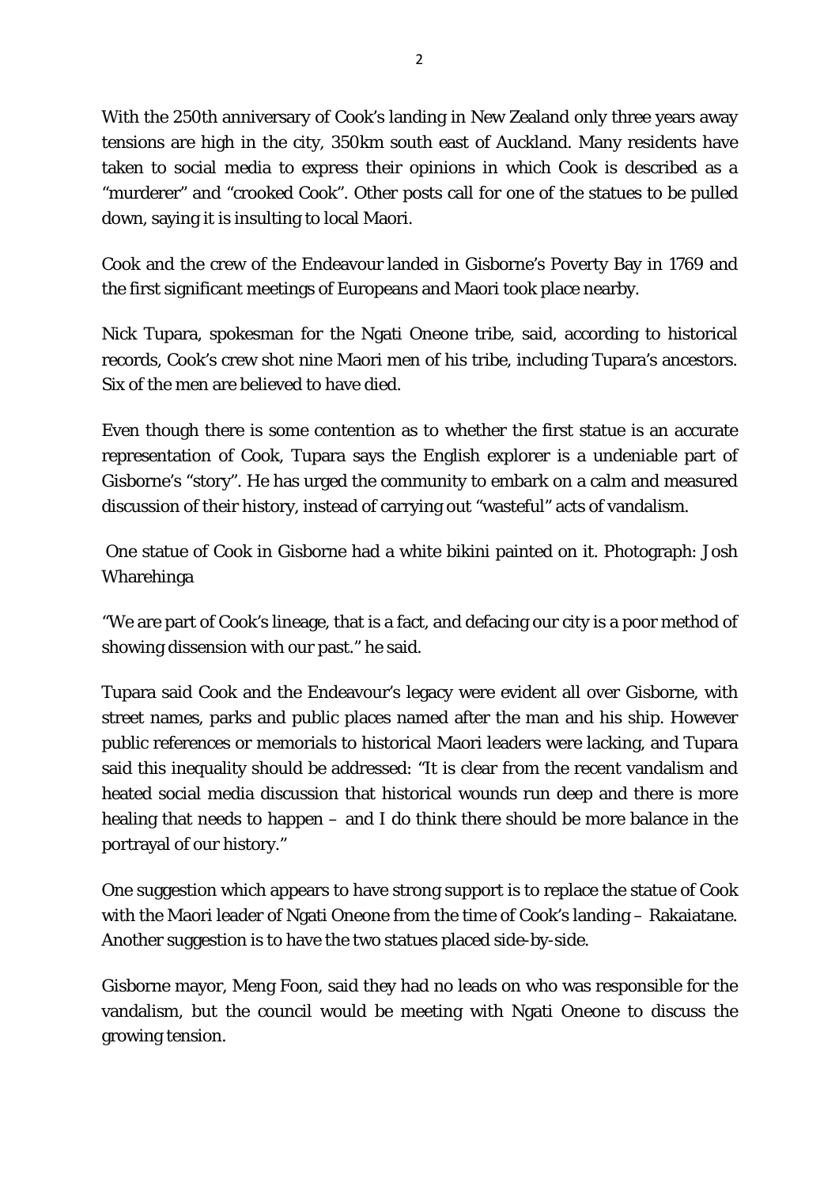With the 250th anniversary of Cook's landing in New Zealand only three years away tensions are high in the city, 350km south east of Auckland. Many residents have taken to social media to express their opinions in which Cook is described as a "murderer" and "crooked Cook". Other posts call for one of the statues to be pulled down, saying it is insulting to local Maori.

Cook and the crew of the Endeavour landed in Gisborne's Poverty Bay in 1769 and the first significant meetings of Europeans and Maori took place nearby.

Nick Tupara, spokesman for the Ngati Oneone tribe, said, according to historical records, Cook's crew shot nine Maori men of his tribe, including Tupara's ancestors. Six of the men are believed to have died.

Even though there is some contention as to whether the first statue is an accurate representation of Cook, Tupara says the English explorer is a undeniable part of Gisborne's "story". He has urged the community to embark on a calm and measured discussion of their history, instead of carrying out "wasteful" acts of vandalism.

One statue of Cook in Gisborne had a white bikini painted on it. Photograph: Josh Wharehinga

"We are part of Cook's lineage, that is a fact, and defacing our city is a poor method of showing dissension with our past." he said.

Tupara said Cook and the Endeavour's legacy were evident all over Gisborne, with street names, parks and public places named after the man and his ship. However public references or memorials to historical Maori leaders were lacking, and Tupara said this inequality should be addressed: "It is clear from the recent vandalism and heated social media discussion that historical wounds run deep and there is more healing that needs to happen – and I do think there should be more balance in the portrayal of our history."

One suggestion which appears to have strong support is to replace the statue of Cook with the Maori leader of Ngati Oneone from the time of Cook's landing – Rakaiatane. Another suggestion is to have the two statues placed side-by-side.

Gisborne mayor, Meng Foon, said they had no leads on who was responsible for the vandalism, but the council would be meeting with Ngati Oneone to discuss the growing tension.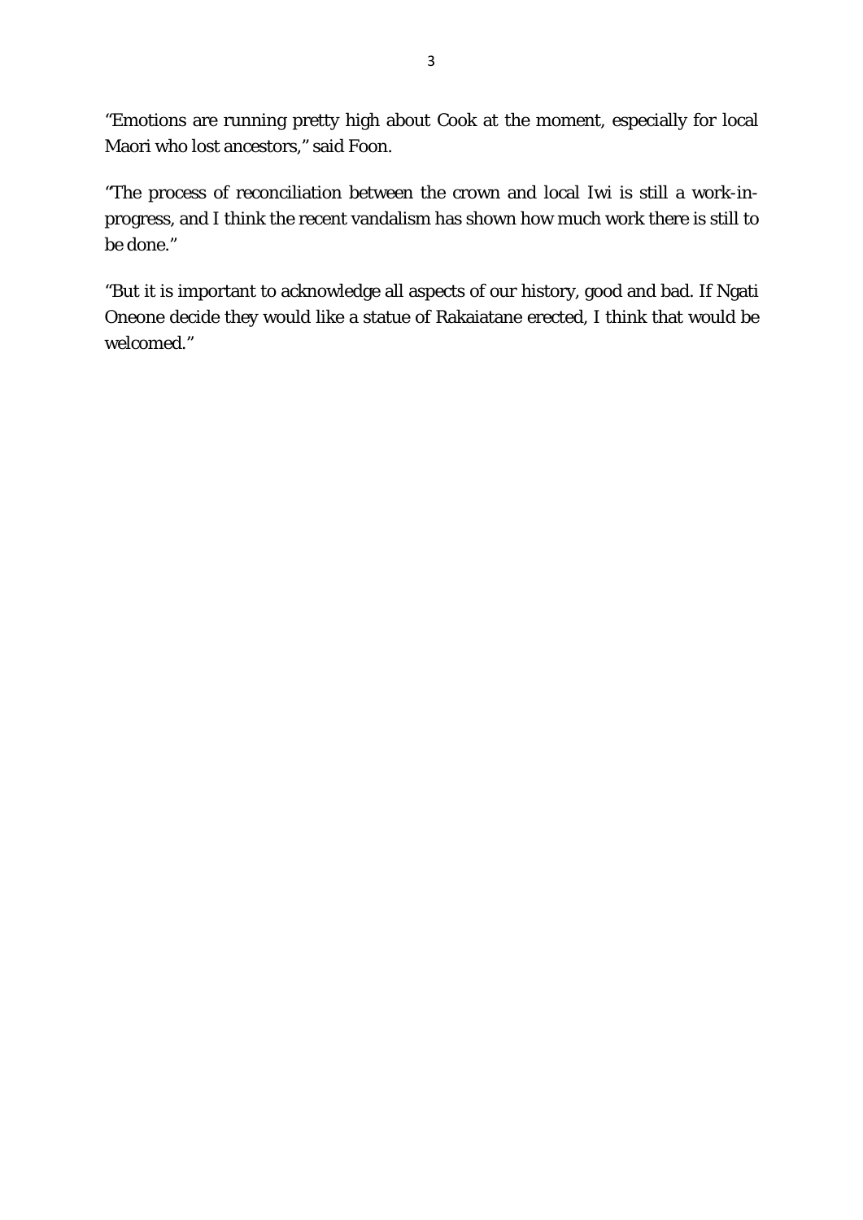"Emotions are running pretty high about Cook at the moment, especially for local Maori who lost ancestors," said Foon.

"The process of reconciliation between the crown and local Iwi is still a work-in-progress, and I think the recent vandalism has shown how much work there is still to be done."

"But it is important to acknowledge all aspects of our history, good and bad. If Ngati Oneone decide they would like a statue of Rakaiatane erected, I think that would be welcomed."